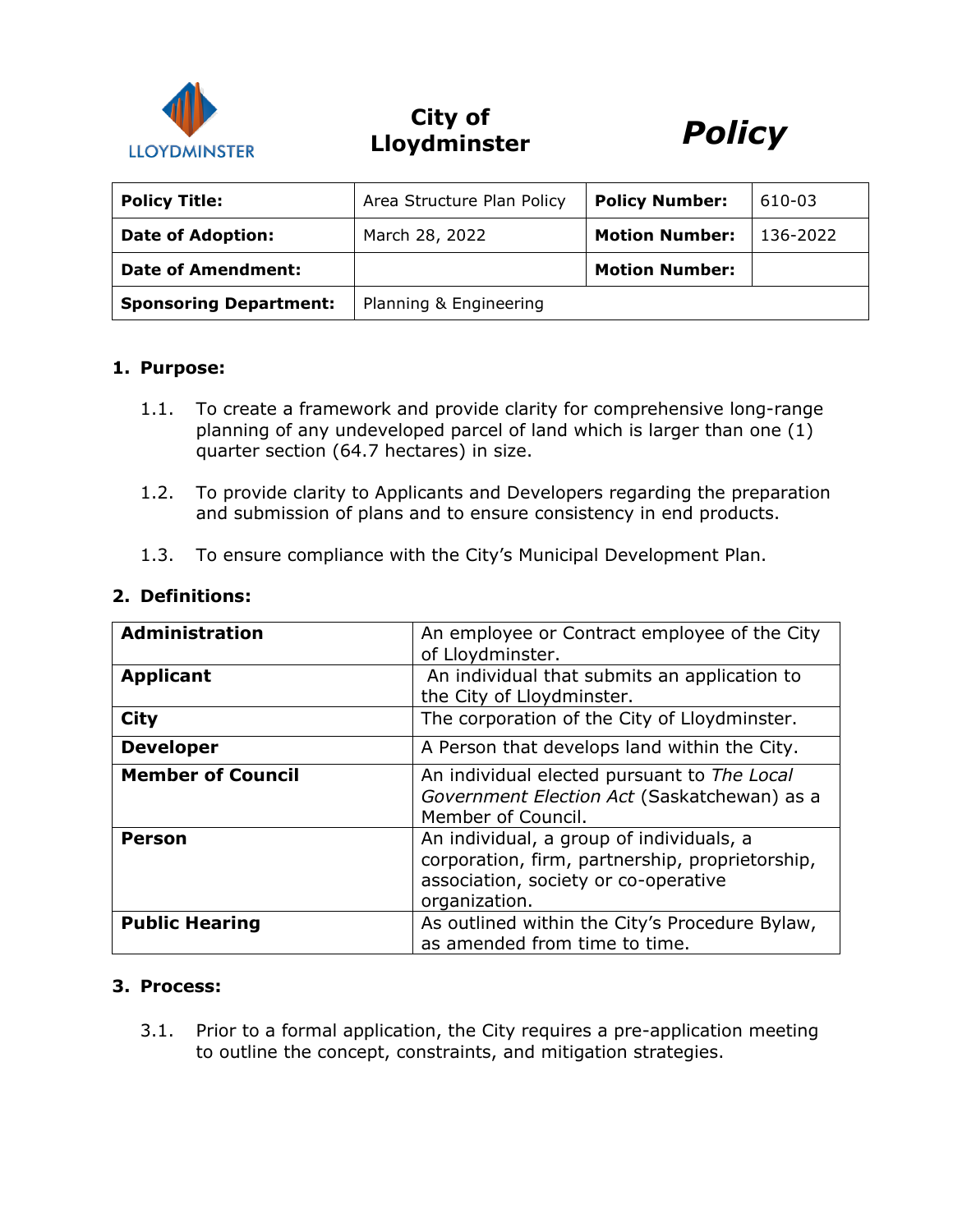City of Lloydminster

# Policy

| **Policy Title:** | Area Structure Plan Policy | **Policy Number:** | 610-03 |
|---|---|---|---|
| **Date of Adoption:** | March 28, 2022 | **Motion Number:** | 136-2022 |
| **Date of Amendment:** | | **Motion Number:** | |
| **Sponsoring Department:** | Planning & Engineering | | |

## 1. Purpose:

1.1. To create a framework and provide clarity for comprehensive long-range planning of any undeveloped parcel of land which is larger than one (1) quarter section (64.7 hectares) in size.

1.2. To provide clarity to Applicants and Developers regarding the preparation and submission of plans and to ensure consistency in end products.

1.3. To ensure compliance with the City's Municipal Development Plan.

## 2. Definitions:

| | |
|---|---|
| **Administration** | An employee or Contract employee of the City of Lloydminster. |
| **Applicant** | An individual that submits an application to the City of Lloydminster. |
| **City** | The corporation of the City of Lloydminster. |
| **Developer** | A Person that develops land within the City. |
| **Member of Council** | An individual elected pursuant to *The Local Government Election Act* (Saskatchewan) as a Member of Council. |
| **Person** | An individual, a group of individuals, a corporation, firm, partnership, proprietorship, association, society or co-operative organization. |
| **Public Hearing** | As outlined within the City's Procedure Bylaw, as amended from time to time. |

## 3. Process:

3.1. Prior to a formal application, the City requires a pre-application meeting to outline the concept, constraints, and mitigation strategies.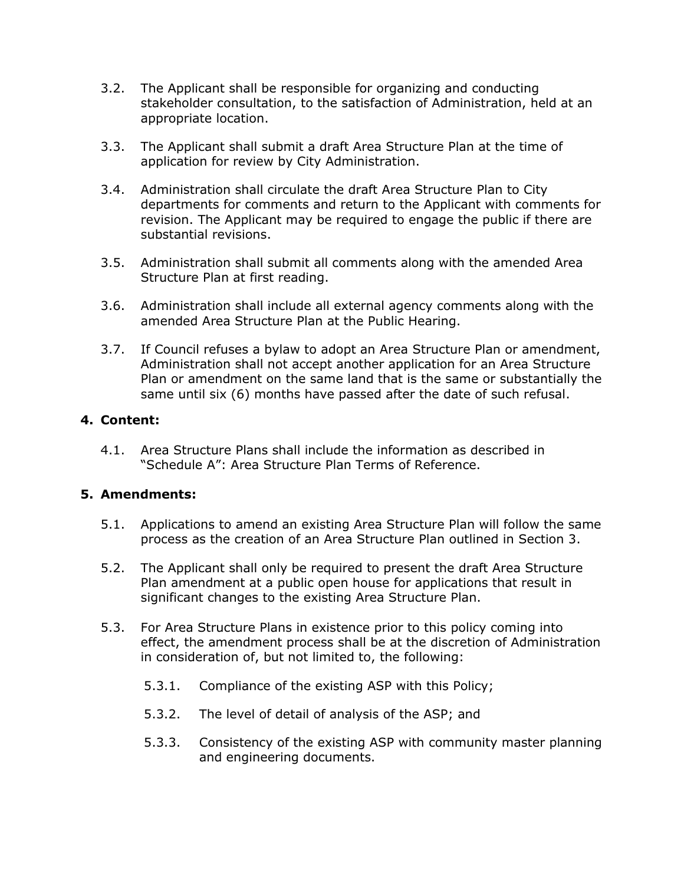3.2. The Applicant shall be responsible for organizing and conducting stakeholder consultation, to the satisfaction of Administration, held at an appropriate location.

3.3. The Applicant shall submit a draft Area Structure Plan at the time of application for review by City Administration.

3.4. Administration shall circulate the draft Area Structure Plan to City departments for comments and return to the Applicant with comments for revision. The Applicant may be required to engage the public if there are substantial revisions.

3.5. Administration shall submit all comments along with the amended Area Structure Plan at first reading.

3.6. Administration shall include all external agency comments along with the amended Area Structure Plan at the Public Hearing.

3.7. If Council refuses a bylaw to adopt an Area Structure Plan or amendment, Administration shall not accept another application for an Area Structure Plan or amendment on the same land that is the same or substantially the same until six (6) months have passed after the date of such refusal.

## 4. Content:

4.1. Area Structure Plans shall include the information as described in "Schedule A": Area Structure Plan Terms of Reference.

## 5. Amendments:

5.1. Applications to amend an existing Area Structure Plan will follow the same process as the creation of an Area Structure Plan outlined in Section 3.

5.2. The Applicant shall only be required to present the draft Area Structure Plan amendment at a public open house for applications that result in significant changes to the existing Area Structure Plan.

5.3. For Area Structure Plans in existence prior to this policy coming into effect, the amendment process shall be at the discretion of Administration in consideration of, but not limited to, the following:

5.3.1. Compliance of the existing ASP with this Policy;

5.3.2. The level of detail of analysis of the ASP; and

5.3.3. Consistency of the existing ASP with community master planning and engineering documents.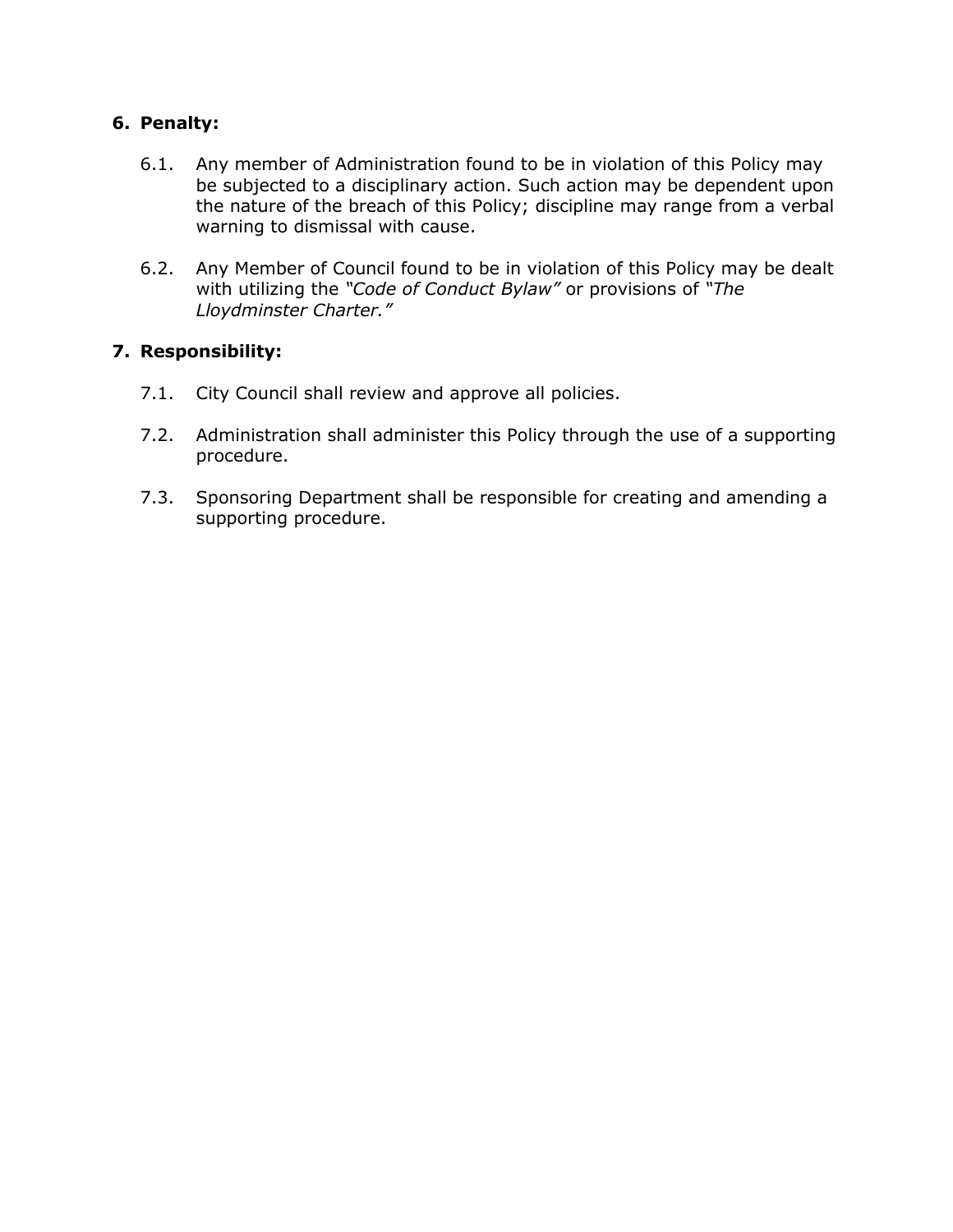## 6. Penalty:

6.1. Any member of Administration found to be in violation of this Policy may be subjected to a disciplinary action. Such action may be dependent upon the nature of the breach of this Policy; discipline may range from a verbal warning to dismissal with cause.

6.2. Any Member of Council found to be in violation of this Policy may be dealt with utilizing the *"Code of Conduct Bylaw"* or provisions of *"The Lloydminster Charter."*

## 7. Responsibility:

7.1. City Council shall review and approve all policies.

7.2. Administration shall administer this Policy through the use of a supporting procedure.

7.3. Sponsoring Department shall be responsible for creating and amending a supporting procedure.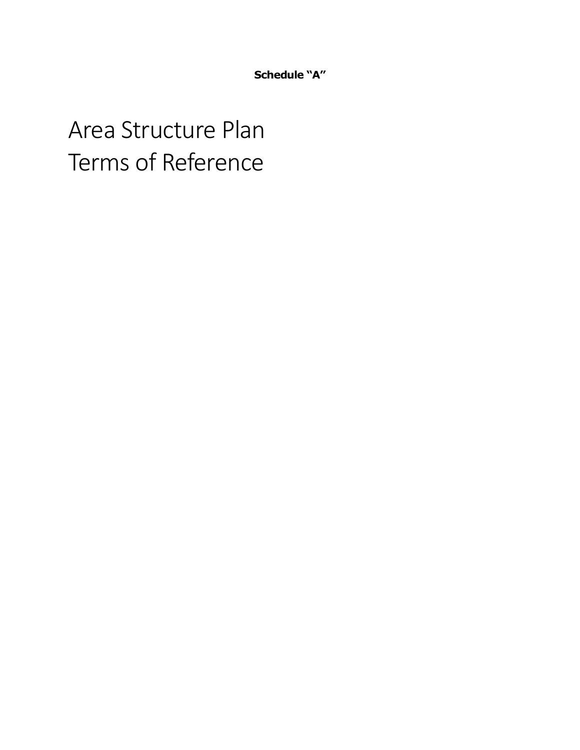**Schedule “A”**

# Area Structure Plan Terms of Reference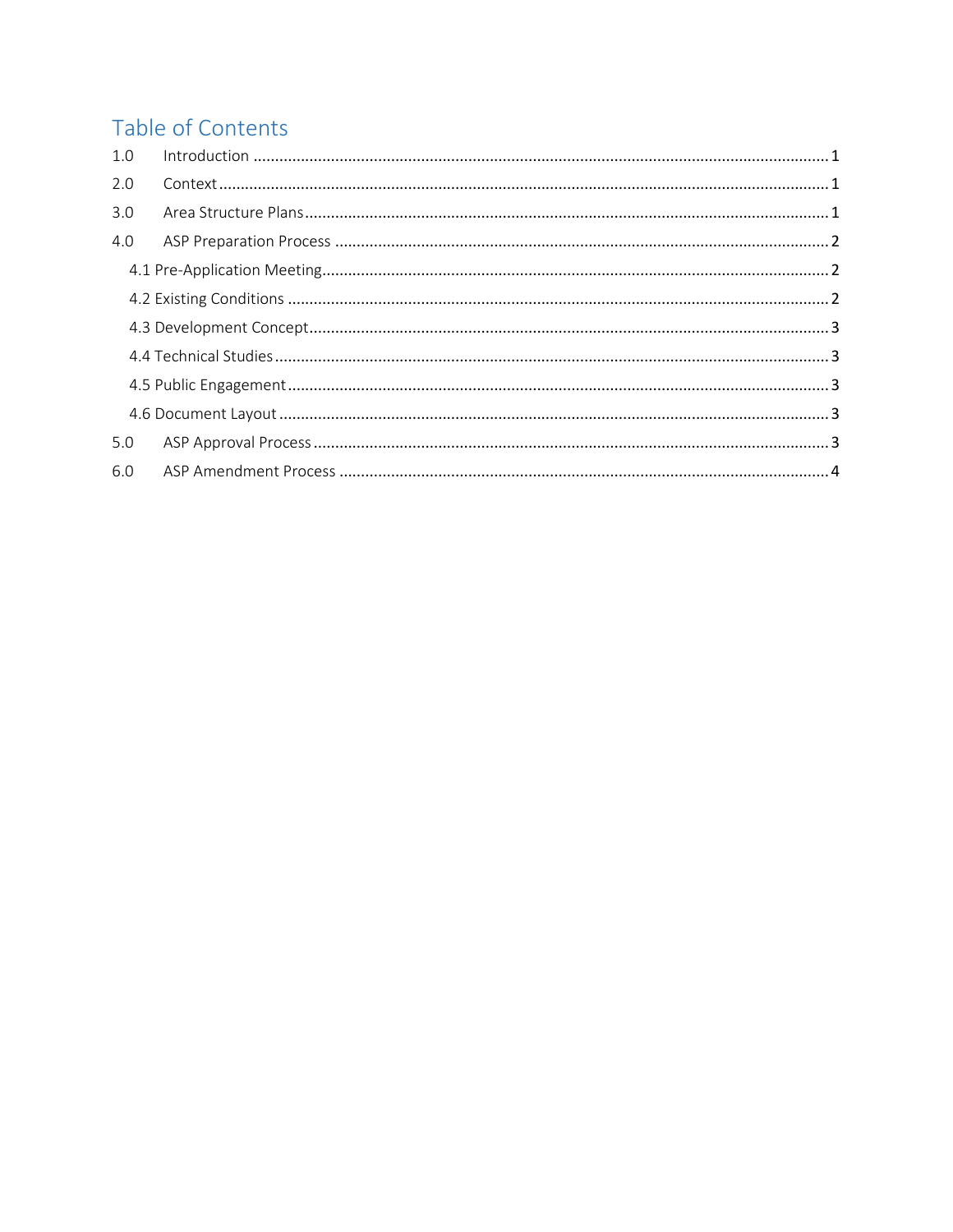# Table of Contents

1.0 Introduction ..................................................................................................................................... 1

2.0 Context ............................................................................................................................................. 1

3.0 Area Structure Plans ....................................................................................................................... 1

4.0 ASP Preparation Process ................................................................................................................ 2

- 4.1 Pre-Application Meeting .............................................................................................................. 2
- 4.2 Existing Conditions ...................................................................................................................... 2
- 4.3 Development Concept .................................................................................................................. 3
- 4.4 Technical Studies ......................................................................................................................... 3
- 4.5 Public Engagement ...................................................................................................................... 3
- 4.6 Document Layout ........................................................................................................................ 3

5.0 ASP Approval Process ..................................................................................................................... 3

6.0 ASP Amendment Process ................................................................................................................ 4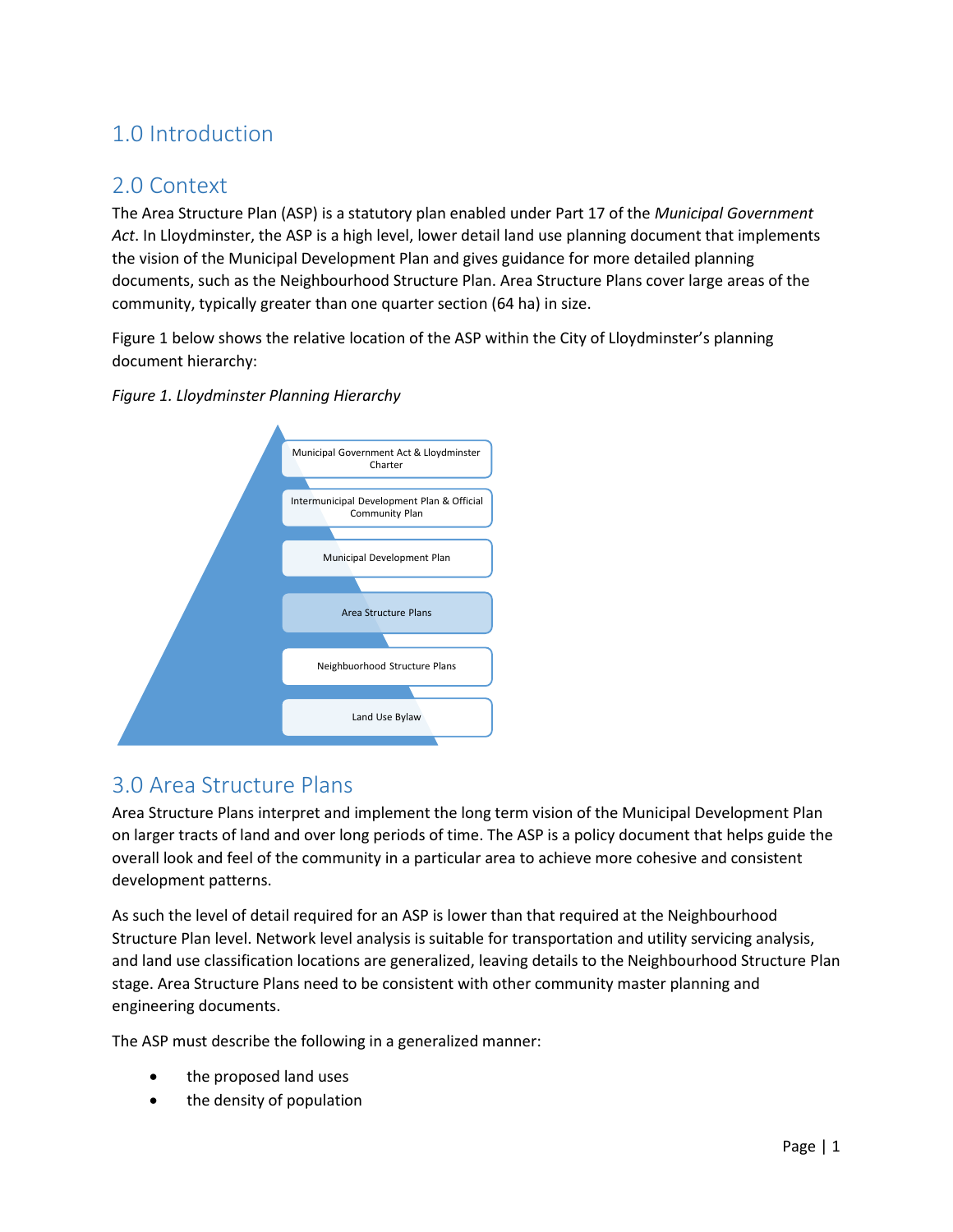## 1.0 Introduction

## 2.0 Context

The Area Structure Plan (ASP) is a statutory plan enabled under Part 17 of the *Municipal Government Act*. In Lloydminster, the ASP is a high level, lower detail land use planning document that implements the vision of the Municipal Development Plan and gives guidance for more detailed planning documents, such as the Neighbourhood Structure Plan. Area Structure Plans cover large areas of the community, typically greater than one quarter section (64 ha) in size.

Figure 1 below shows the relative location of the ASP within the City of Lloydminster's planning document hierarchy:

*Figure 1. Lloydminster Planning Hierarchy*

- Municipal Government Act & Lloydminster Charter
- Intermunicipal Development Plan & Official Community Plan
- Municipal Development Plan
- Area Structure Plans
- Neighbuorhood Structure Plans
- Land Use Bylaw

## 3.0 Area Structure Plans

Area Structure Plans interpret and implement the long term vision of the Municipal Development Plan on larger tracts of land and over long periods of time. The ASP is a policy document that helps guide the overall look and feel of the community in a particular area to achieve more cohesive and consistent development patterns.

As such the level of detail required for an ASP is lower than that required at the Neighbourhood Structure Plan level. Network level analysis is suitable for transportation and utility servicing analysis, and land use classification locations are generalized, leaving details to the Neighbourhood Structure Plan stage. Area Structure Plans need to be consistent with other community master planning and engineering documents.

The ASP must describe the following in a generalized manner:

- the proposed land uses
- the density of population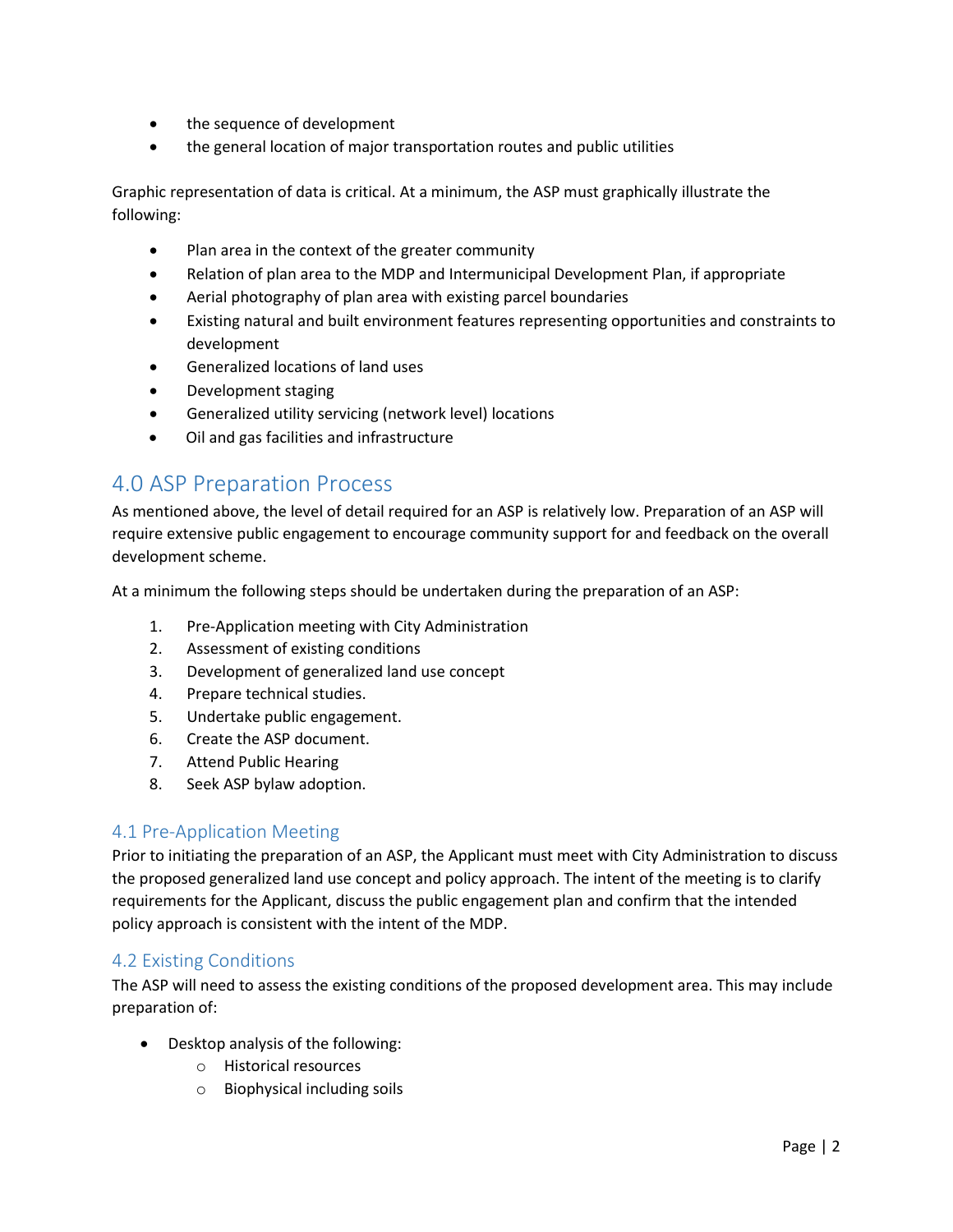- the sequence of development
- the general location of major transportation routes and public utilities

Graphic representation of data is critical. At a minimum, the ASP must graphically illustrate the following:

- Plan area in the context of the greater community
- Relation of plan area to the MDP and Intermunicipal Development Plan, if appropriate
- Aerial photography of plan area with existing parcel boundaries
- Existing natural and built environment features representing opportunities and constraints to development
- Generalized locations of land uses
- Development staging
- Generalized utility servicing (network level) locations
- Oil and gas facilities and infrastructure

## 4.0 ASP Preparation Process

As mentioned above, the level of detail required for an ASP is relatively low. Preparation of an ASP will require extensive public engagement to encourage community support for and feedback on the overall development scheme.

At a minimum the following steps should be undertaken during the preparation of an ASP:

1. Pre-Application meeting with City Administration
2. Assessment of existing conditions
3. Development of generalized land use concept
4. Prepare technical studies.
5. Undertake public engagement.
6. Create the ASP document.
7. Attend Public Hearing
8. Seek ASP bylaw adoption.

### 4.1 Pre-Application Meeting

Prior to initiating the preparation of an ASP, the Applicant must meet with City Administration to discuss the proposed generalized land use concept and policy approach. The intent of the meeting is to clarify requirements for the Applicant, discuss the public engagement plan and confirm that the intended policy approach is consistent with the intent of the MDP.

### 4.2 Existing Conditions

The ASP will need to assess the existing conditions of the proposed development area. This may include preparation of:

- Desktop analysis of the following:
  - Historical resources
  - Biophysical including soils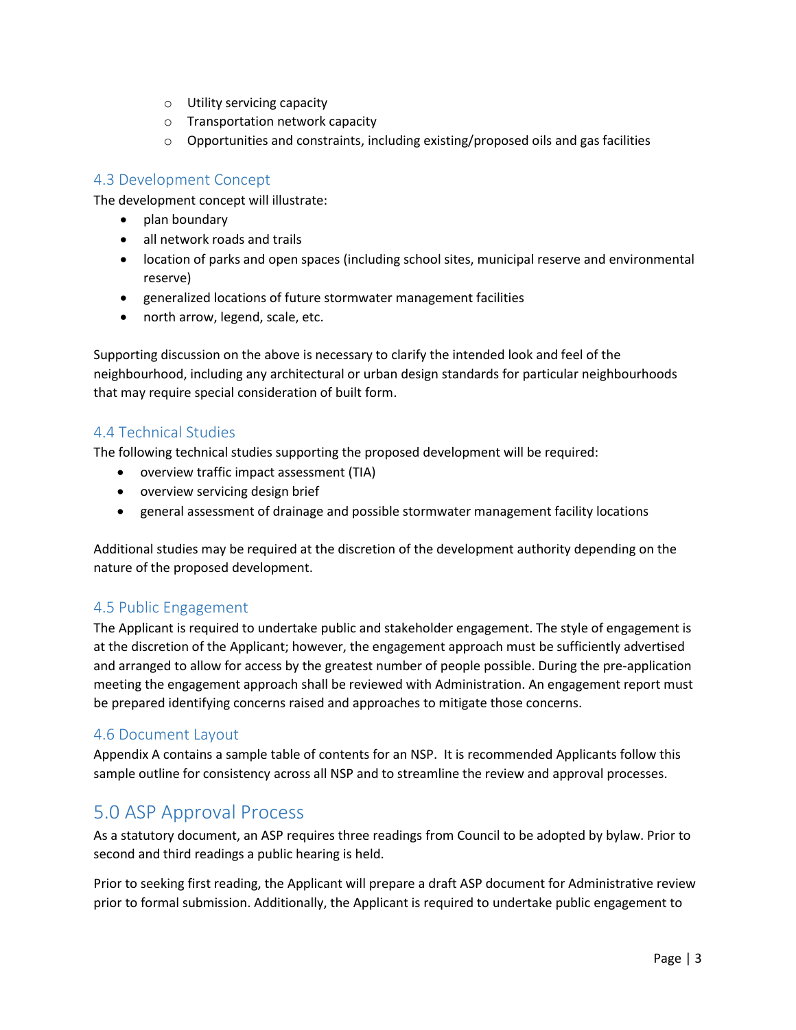- Utility servicing capacity
- Transportation network capacity
- Opportunities and constraints, including existing/proposed oils and gas facilities

### 4.3 Development Concept

The development concept will illustrate:

- plan boundary
- all network roads and trails
- location of parks and open spaces (including school sites, municipal reserve and environmental reserve)
- generalized locations of future stormwater management facilities
- north arrow, legend, scale, etc.

Supporting discussion on the above is necessary to clarify the intended look and feel of the neighbourhood, including any architectural or urban design standards for particular neighbourhoods that may require special consideration of built form.

### 4.4 Technical Studies

The following technical studies supporting the proposed development will be required:

- overview traffic impact assessment (TIA)
- overview servicing design brief
- general assessment of drainage and possible stormwater management facility locations

Additional studies may be required at the discretion of the development authority depending on the nature of the proposed development.

### 4.5 Public Engagement

The Applicant is required to undertake public and stakeholder engagement. The style of engagement is at the discretion of the Applicant; however, the engagement approach must be sufficiently advertised and arranged to allow for access by the greatest number of people possible. During the pre-application meeting the engagement approach shall be reviewed with Administration. An engagement report must be prepared identifying concerns raised and approaches to mitigate those concerns.

### 4.6 Document Layout

Appendix A contains a sample table of contents for an NSP. It is recommended Applicants follow this sample outline for consistency across all NSP and to streamline the review and approval processes.

## 5.0 ASP Approval Process

As a statutory document, an ASP requires three readings from Council to be adopted by bylaw. Prior to second and third readings a public hearing is held.

Prior to seeking first reading, the Applicant will prepare a draft ASP document for Administrative review prior to formal submission. Additionally, the Applicant is required to undertake public engagement to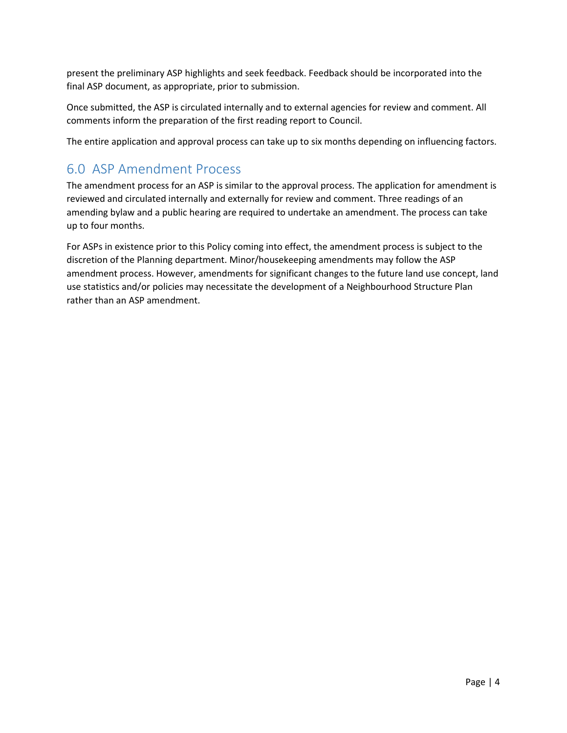present the preliminary ASP highlights and seek feedback. Feedback should be incorporated into the final ASP document, as appropriate, prior to submission.

Once submitted, the ASP is circulated internally and to external agencies for review and comment. All comments inform the preparation of the first reading report to Council.

The entire application and approval process can take up to six months depending on influencing factors.

## 6.0 ASP Amendment Process

The amendment process for an ASP is similar to the approval process. The application for amendment is reviewed and circulated internally and externally for review and comment. Three readings of an amending bylaw and a public hearing are required to undertake an amendment. The process can take up to four months.

For ASPs in existence prior to this Policy coming into effect, the amendment process is subject to the discretion of the Planning department. Minor/housekeeping amendments may follow the ASP amendment process. However, amendments for significant changes to the future land use concept, land use statistics and/or policies may necessitate the development of a Neighbourhood Structure Plan rather than an ASP amendment.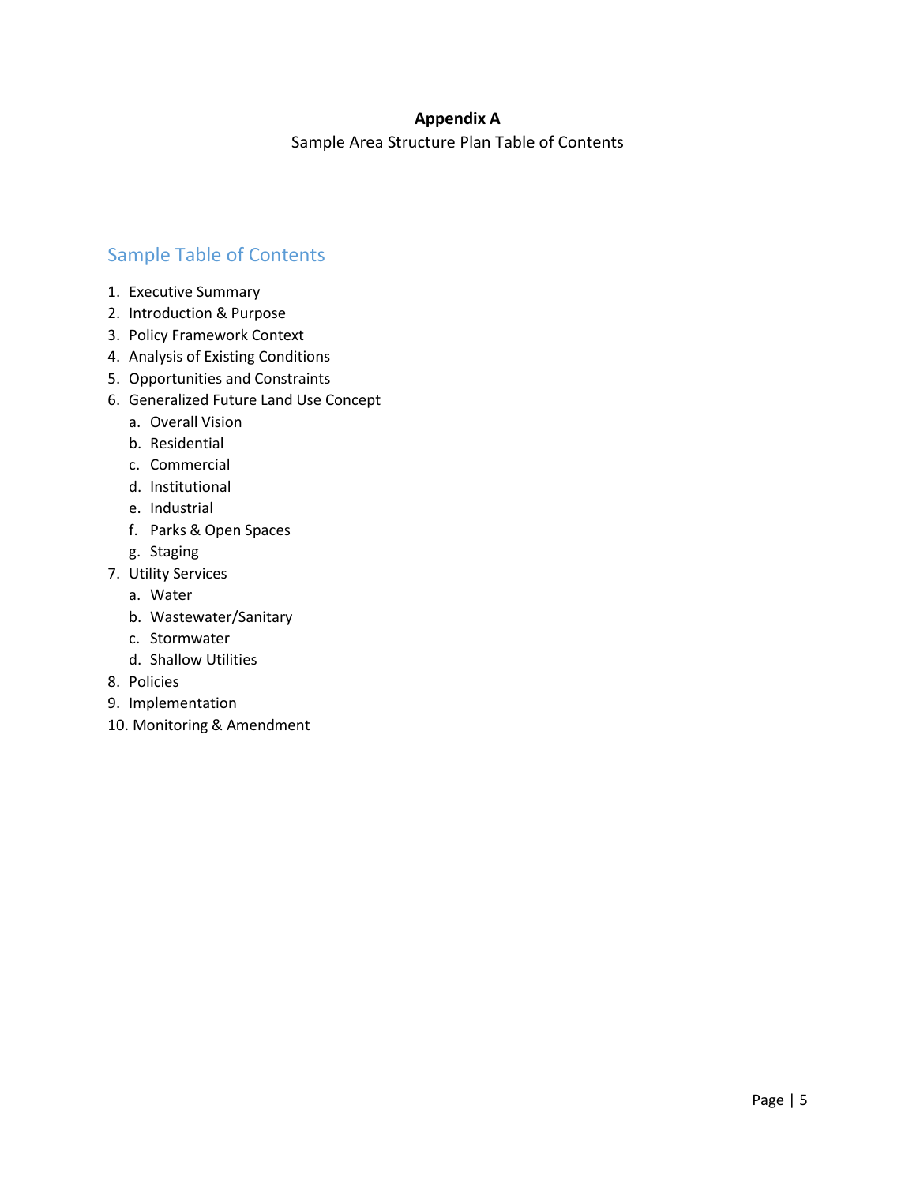**Appendix A**

Sample Area Structure Plan Table of Contents

## Sample Table of Contents

1. Executive Summary
2. Introduction & Purpose
3. Policy Framework Context
4. Analysis of Existing Conditions
5. Opportunities and Constraints
6. Generalized Future Land Use Concept
   a. Overall Vision
   b. Residential
   c. Commercial
   d. Institutional
   e. Industrial
   f. Parks & Open Spaces
   g. Staging
7. Utility Services
   a. Water
   b. Wastewater/Sanitary
   c. Stormwater
   d. Shallow Utilities
8. Policies
9. Implementation
10. Monitoring & Amendment